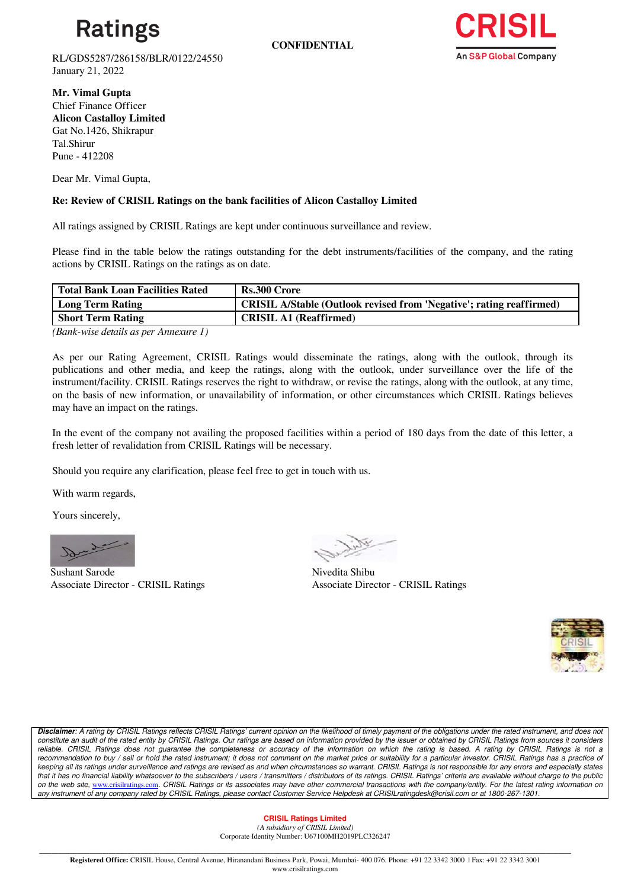Ratings

CONFIDENTIAL

CRISIL
An S&P Global Company

RL/GDS5287/286158/BLR/0122/24550
January 21, 2022

**Mr. Vimal Gupta**
Chief Finance Officer
**Alicon Castalloy Limited**
Gat No.1426, Shikrapur
Tal.Shirur
Pune - 412208

Dear Mr. Vimal Gupta,

**Re: Review of CRISIL Ratings on the bank facilities of Alicon Castalloy Limited**

All ratings assigned by CRISIL Ratings are kept under continuous surveillance and review.

Please find in the table below the ratings outstanding for the debt instruments/facilities of the company, and the rating actions by CRISIL Ratings on the ratings as on date.

| | |
|---|---|
| **Total Bank Loan Facilities Rated** | **Rs.300 Crore** |
| **Long Term Rating** | **CRISIL A/Stable (Outlook revised from 'Negative'; rating reaffirmed)** |
| **Short Term Rating** | **CRISIL A1 (Reaffirmed)** |

*(Bank-wise details as per Annexure 1)*

As per our Rating Agreement, CRISIL Ratings would disseminate the ratings, along with the outlook, through its publications and other media, and keep the ratings, along with the outlook, under surveillance over the life of the instrument/facility. CRISIL Ratings reserves the right to withdraw, or revise the ratings, along with the outlook, at any time, on the basis of new information, or unavailability of information, or other circumstances which CRISIL Ratings believes may have an impact on the ratings.

In the event of the company not availing the proposed facilities within a period of 180 days from the date of this letter, a fresh letter of revalidation from CRISIL Ratings will be necessary.

Should you require any clarification, please feel free to get in touch with us.

With warm regards,

Yours sincerely,

Sushant Sarode
Associate Director - CRISIL Ratings

Nivedita Shibu
Associate Director - CRISIL Ratings

***Disclaimer**: A rating by CRISIL Ratings reflects CRISIL Ratings' current opinion on the likelihood of timely payment of the obligations under the rated instrument, and does not constitute an audit of the rated entity by CRISIL Ratings. Our ratings are based on information provided by the issuer or obtained by CRISIL Ratings from sources it considers reliable. CRISIL Ratings does not guarantee the completeness or accuracy of the information on which the rating is based. A rating by CRISIL Ratings is not a recommendation to buy / sell or hold the rated instrument; it does not comment on the market price or suitability for a particular investor. CRISIL Ratings has a practice of keeping all its ratings under surveillance and ratings are revised as and when circumstances so warrant. CRISIL Ratings is not responsible for any errors and especially states that it has no financial liability whatsoever to the subscribers / users / transmitters / distributors of its ratings. CRISIL Ratings' criteria are available without charge to the public on the web site, www.crisilratings.com. CRISIL Ratings or its associates may have other commercial transactions with the company/entity. For the latest rating information on any instrument of any company rated by CRISIL Ratings, please contact Customer Service Helpdesk at CRISILratingdesk@crisil.com or at 1800-267-1301.*

**CRISIL Ratings Limited**
*(A subsidiary of CRISIL Limited)*
Corporate Identity Number: U67100MH2019PLC326247

**Registered Office:** CRISIL House, Central Avenue, Hiranandani Business Park, Powai, Mumbai- 400 076. Phone: +91 22 3342 3000 | Fax: +91 22 3342 3001
www.crisilratings.com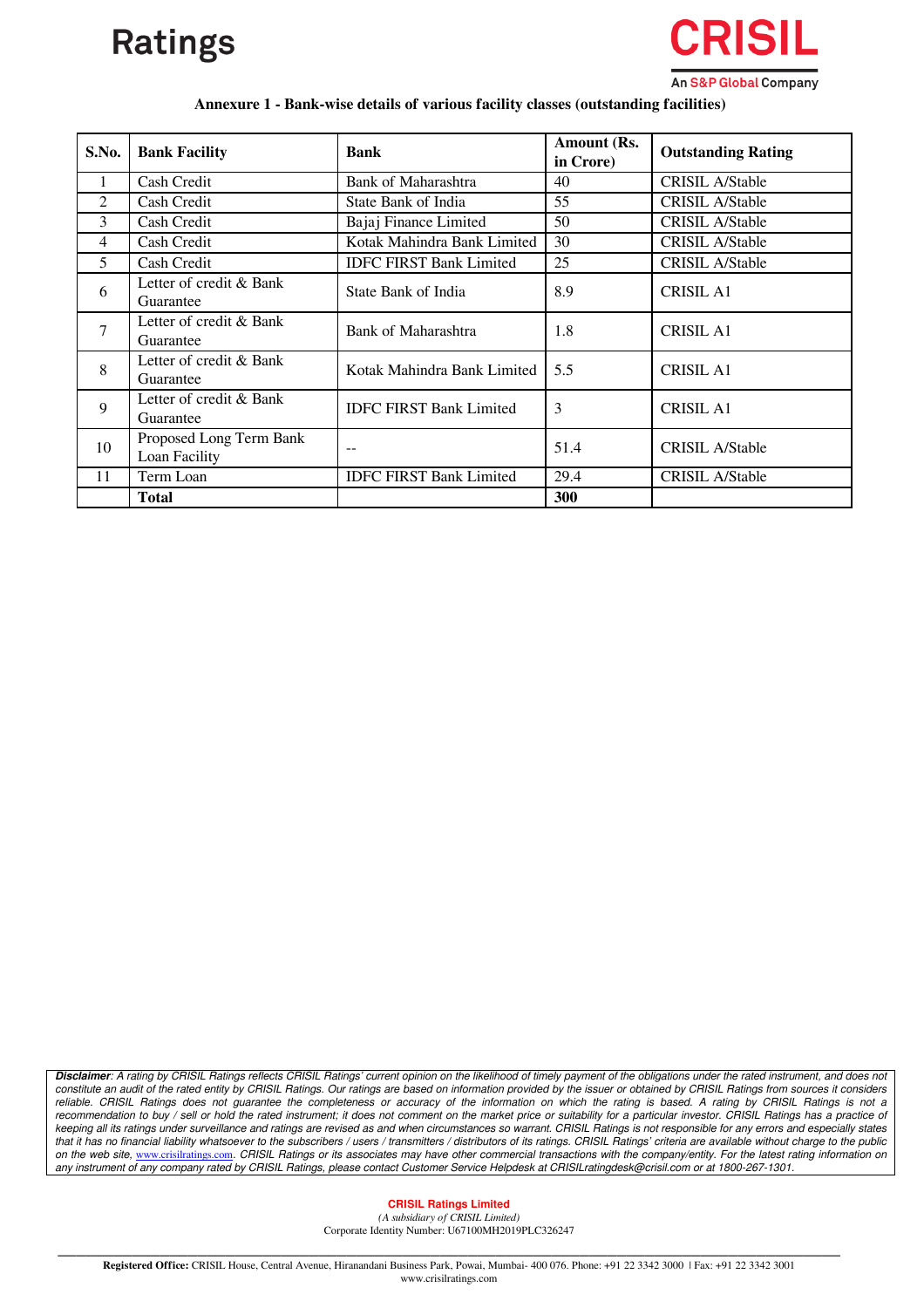### Annexure 1 - Bank-wise details of various facility classes (outstanding facilities)

| S.No. | Bank Facility | Bank | Amount (Rs. in Crore) | Outstanding Rating |
|---|---|---|---|---|
| 1 | Cash Credit | Bank of Maharashtra | 40 | CRISIL A/Stable |
| 2 | Cash Credit | State Bank of India | 55 | CRISIL A/Stable |
| 3 | Cash Credit | Bajaj Finance Limited | 50 | CRISIL A/Stable |
| 4 | Cash Credit | Kotak Mahindra Bank Limited | 30 | CRISIL A/Stable |
| 5 | Cash Credit | IDFC FIRST Bank Limited | 25 | CRISIL A/Stable |
| 6 | Letter of credit & Bank Guarantee | State Bank of India | 8.9 | CRISIL A1 |
| 7 | Letter of credit & Bank Guarantee | Bank of Maharashtra | 1.8 | CRISIL A1 |
| 8 | Letter of credit & Bank Guarantee | Kotak Mahindra Bank Limited | 5.5 | CRISIL A1 |
| 9 | Letter of credit & Bank Guarantee | IDFC FIRST Bank Limited | 3 | CRISIL A1 |
| 10 | Proposed Long Term Bank Loan Facility | -- | 51.4 | CRISIL A/Stable |
| 11 | Term Loan | IDFC FIRST Bank Limited | 29.4 | CRISIL A/Stable |
| | **Total** | | **300** | |

***Disclaimer**: A rating by CRISIL Ratings reflects CRISIL Ratings' current opinion on the likelihood of timely payment of the obligations under the rated instrument, and does not constitute an audit of the rated entity by CRISIL Ratings. Our ratings are based on information provided by the issuer or obtained by CRISIL Ratings from sources it considers reliable. CRISIL Ratings does not guarantee the completeness or accuracy of the information on which the rating is based. A rating by CRISIL Ratings is not a recommendation to buy / sell or hold the rated instrument; it does not comment on the market price or suitability for a particular investor. CRISIL Ratings has a practice of keeping all its ratings under surveillance and ratings are revised as and when circumstances so warrant. CRISIL Ratings is not responsible for any errors and especially states that it has no financial liability whatsoever to the subscribers / users / transmitters / distributors of its ratings. CRISIL Ratings' criteria are available without charge to the public on the web site, www.crisilratings.com. CRISIL Ratings or its associates may have other commercial transactions with the company/entity. For the latest rating information on any instrument of any company rated by CRISIL Ratings, please contact Customer Service Helpdesk at CRISILratingdesk@crisil.com or at 1800-267-1301.*

**CRISIL Ratings Limited**
*(A subsidiary of CRISIL Limited)*
Corporate Identity Number: U67100MH2019PLC326247

**Registered Office:** CRISIL House, Central Avenue, Hiranandani Business Park, Powai, Mumbai- 400 076. Phone: +91 22 3342 3000 | Fax: +91 22 3342 3001
www.crisilratings.com